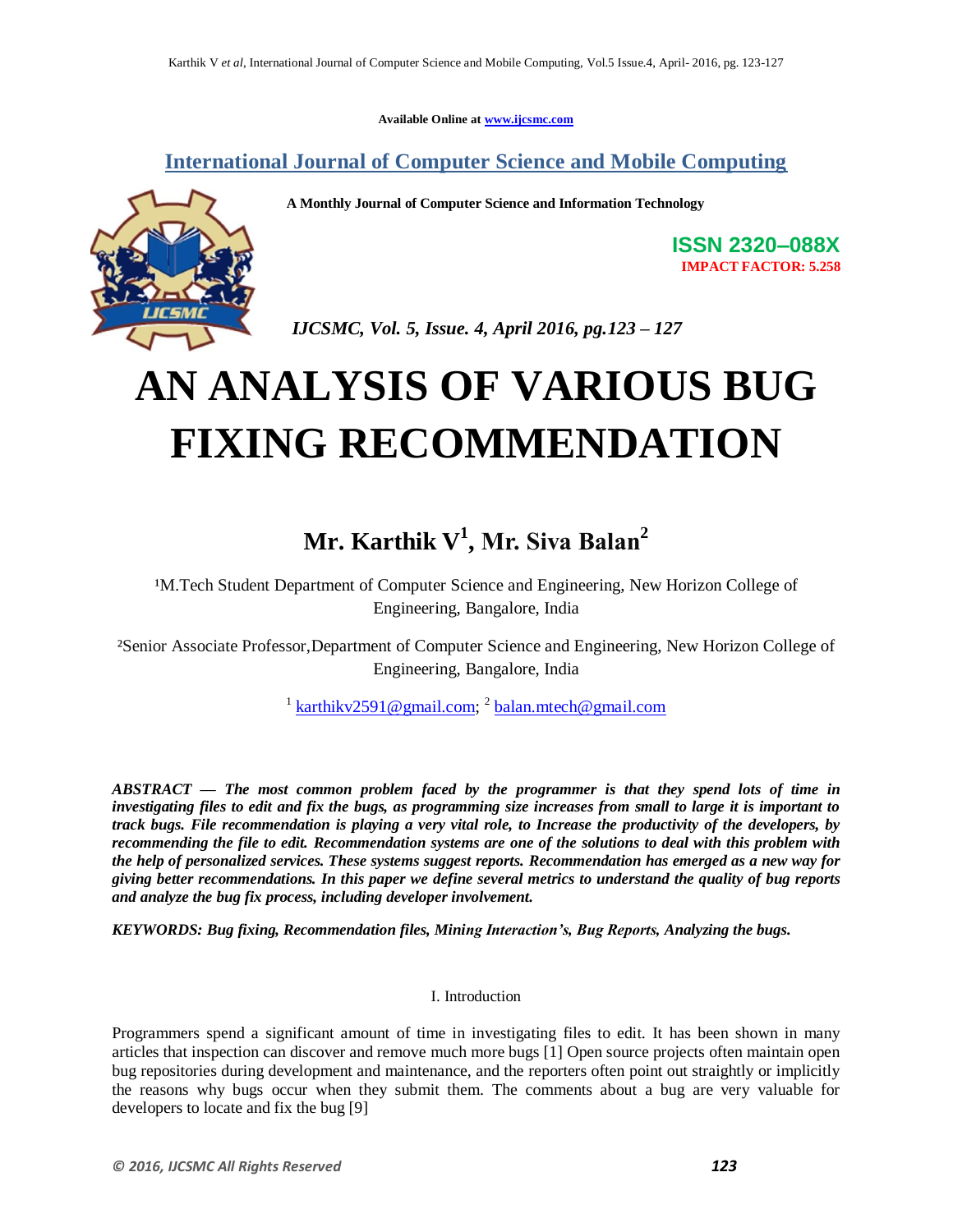Available Online at www.ijcsmc.com

## International Journal of Computer Science and Mobile Computing

**A Monthly Journal of Computer Science and Information Technology**

**ISSN 2320–088X**
**IMPACT FACTOR: 5.258**

*IJCSMC, Vol. 5, Issue. 4, April 2016, pg.123 – 127*

# AN ANALYSIS OF VARIOUS BUG FIXING RECOMMENDATION

**Mr. Karthik V[1], Mr. Siva Balan[2]**

[1]M.Tech Student Department of Computer Science and Engineering, New Horizon College of Engineering, Bangalore, India

[2]Senior Associate Professor,Department of Computer Science and Engineering, New Horizon College of Engineering, Bangalore, India

[1] karthikv2591@gmail.com; [2] balan.mtech@gmail.com

***ABSTRACT — The most common problem faced by the programmer is that they spend lots of time in investigating files to edit and fix the bugs, as programming size increases from small to large it is important to track bugs. File recommendation is playing a very vital role, to Increase the productivity of the developers, by recommending the file to edit. Recommendation systems are one of the solutions to deal with this problem with the help of personalized services. These systems suggest reports. Recommendation has emerged as a new way for giving better recommendations. In this paper we define several metrics to understand the quality of bug reports and analyze the bug fix process, including developer involvement.***

***KEYWORDS: Bug fixing, Recommendation files, Mining Interaction's, Bug Reports, Analyzing the bugs.***

## I. Introduction

Programmers spend a significant amount of time in investigating files to edit. It has been shown in many articles that inspection can discover and remove much more bugs [1] Open source projects often maintain open bug repositories during development and maintenance, and the reporters often point out straightly or implicitly the reasons why bugs occur when they submit them. The comments about a bug are very valuable for developers to locate and fix the bug [9]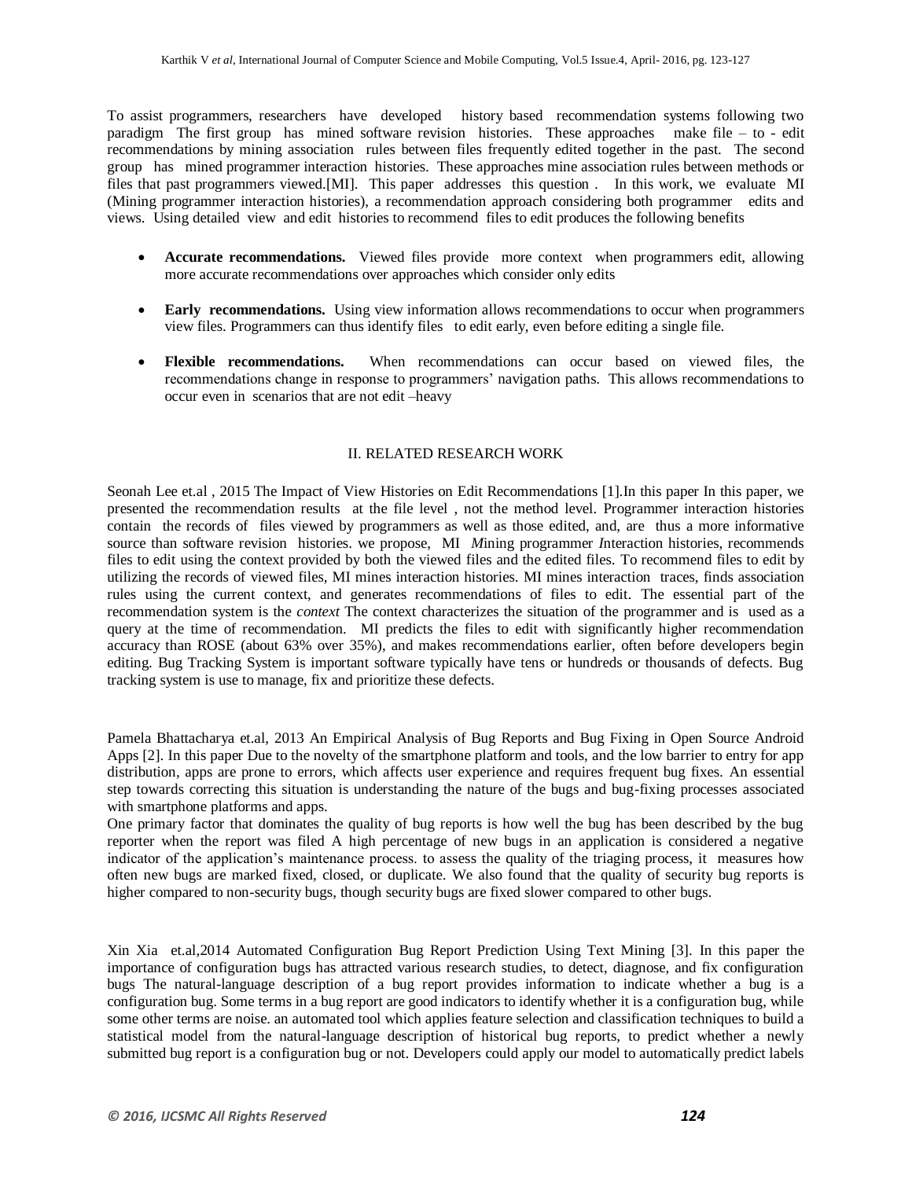To assist programmers, researchers have developed history based recommendation systems following two paradigm The first group has mined software revision histories. These approaches make file – to - edit recommendations by mining association rules between files frequently edited together in the past. The second group has mined programmer interaction histories. These approaches mine association rules between methods or files that past programmers viewed.[MI]. This paper addresses this question . In this work, we evaluate MI (Mining programmer interaction histories), a recommendation approach considering both programmer edits and views. Using detailed view and edit histories to recommend files to edit produces the following benefits

- **Accurate recommendations.** Viewed files provide more context when programmers edit, allowing more accurate recommendations over approaches which consider only edits
- **Early recommendations.** Using view information allows recommendations to occur when programmers view files. Programmers can thus identify files to edit early, even before editing a single file.
- **Flexible recommendations.** When recommendations can occur based on viewed files, the recommendations change in response to programmers' navigation paths. This allows recommendations to occur even in scenarios that are not edit –heavy

## II. RELATED RESEARCH WORK

Seonah Lee et.al , 2015 The Impact of View Histories on Edit Recommendations [1].In this paper In this paper, we presented the recommendation results at the file level , not the method level. Programmer interaction histories contain the records of files viewed by programmers as well as those edited, and, are thus a more informative source than software revision histories. we propose, MI *M*ining programmer *I*nteraction histories, recommends files to edit using the context provided by both the viewed files and the edited files. To recommend files to edit by utilizing the records of viewed files, MI mines interaction histories. MI mines interaction traces, finds association rules using the current context, and generates recommendations of files to edit. The essential part of the recommendation system is the *context* The context characterizes the situation of the programmer and is used as a query at the time of recommendation. MI predicts the files to edit with significantly higher recommendation accuracy than ROSE (about 63% over 35%), and makes recommendations earlier, often before developers begin editing. Bug Tracking System is important software typically have tens or hundreds or thousands of defects. Bug tracking system is use to manage, fix and prioritize these defects.

Pamela Bhattacharya et.al, 2013 An Empirical Analysis of Bug Reports and Bug Fixing in Open Source Android Apps [2]. In this paper Due to the novelty of the smartphone platform and tools, and the low barrier to entry for app distribution, apps are prone to errors, which affects user experience and requires frequent bug fixes. An essential step towards correcting this situation is understanding the nature of the bugs and bug-fixing processes associated with smartphone platforms and apps.
One primary factor that dominates the quality of bug reports is how well the bug has been described by the bug reporter when the report was filed A high percentage of new bugs in an application is considered a negative indicator of the application's maintenance process. to assess the quality of the triaging process, it measures how often new bugs are marked fixed, closed, or duplicate. We also found that the quality of security bug reports is higher compared to non-security bugs, though security bugs are fixed slower compared to other bugs.

Xin Xia et.al,2014 Automated Configuration Bug Report Prediction Using Text Mining [3]. In this paper the importance of configuration bugs has attracted various research studies, to detect, diagnose, and fix configuration bugs The natural-language description of a bug report provides information to indicate whether a bug is a configuration bug. Some terms in a bug report are good indicators to identify whether it is a configuration bug, while some other terms are noise. an automated tool which applies feature selection and classification techniques to build a statistical model from the natural-language description of historical bug reports, to predict whether a newly submitted bug report is a configuration bug or not. Developers could apply our model to automatically predict labels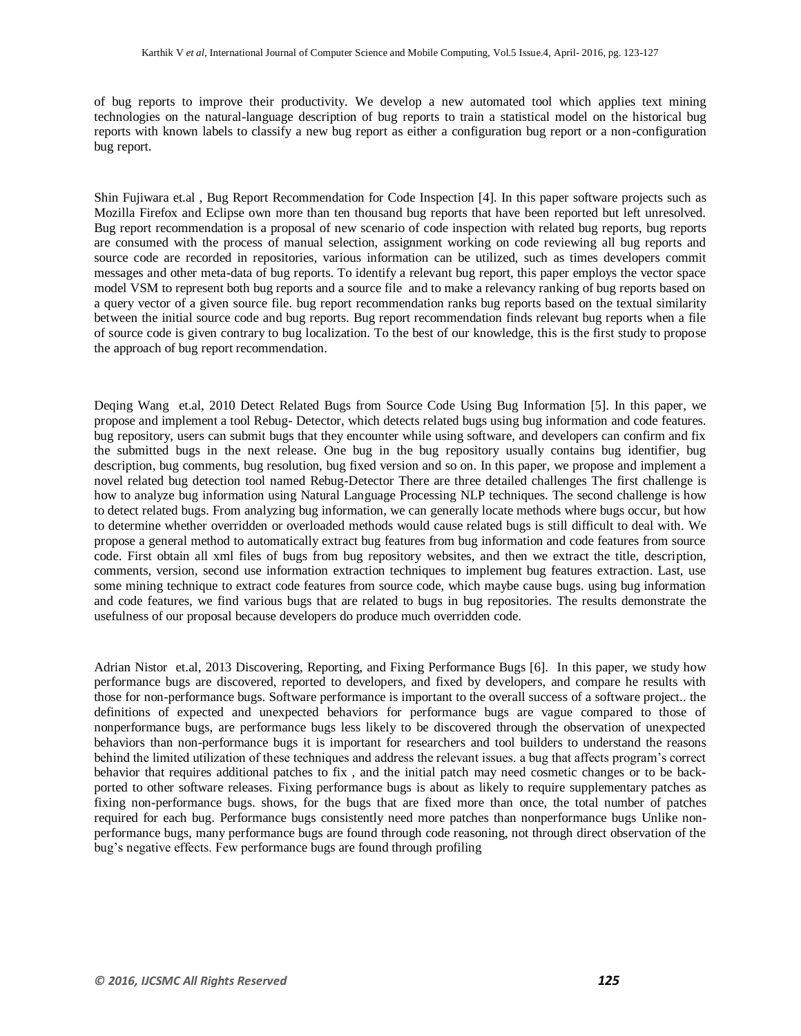of bug reports to improve their productivity. We develop a new automated tool which applies text mining technologies on the natural-language description of bug reports to train a statistical model on the historical bug reports with known labels to classify a new bug report as either a configuration bug report or a non-configuration bug report.

Shin Fujiwara et.al , Bug Report Recommendation for Code Inspection [4]. In this paper software projects such as Mozilla Firefox and Eclipse own more than ten thousand bug reports that have been reported but left unresolved. Bug report recommendation is a proposal of new scenario of code inspection with related bug reports, bug reports are consumed with the process of manual selection, assignment working on code reviewing all bug reports and source code are recorded in repositories, various information can be utilized, such as times developers commit messages and other meta-data of bug reports. To identify a relevant bug report, this paper employs the vector space model VSM to represent both bug reports and a source file and to make a relevancy ranking of bug reports based on a query vector of a given source file. bug report recommendation ranks bug reports based on the textual similarity between the initial source code and bug reports. Bug report recommendation finds relevant bug reports when a file of source code is given contrary to bug localization. To the best of our knowledge, this is the first study to propose the approach of bug report recommendation.

Deqing Wang et.al, 2010 Detect Related Bugs from Source Code Using Bug Information [5]. In this paper, we propose and implement a tool Rebug- Detector, which detects related bugs using bug information and code features. bug repository, users can submit bugs that they encounter while using software, and developers can confirm and fix the submitted bugs in the next release. One bug in the bug repository usually contains bug identifier, bug description, bug comments, bug resolution, bug fixed version and so on. In this paper, we propose and implement a novel related bug detection tool named Rebug-Detector There are three detailed challenges The first challenge is how to analyze bug information using Natural Language Processing NLP techniques. The second challenge is how to detect related bugs. From analyzing bug information, we can generally locate methods where bugs occur, but how to determine whether overridden or overloaded methods would cause related bugs is still difficult to deal with. We propose a general method to automatically extract bug features from bug information and code features from source code. First obtain all xml files of bugs from bug repository websites, and then we extract the title, description, comments, version, second use information extraction techniques to implement bug features extraction. Last, use some mining technique to extract code features from source code, which maybe cause bugs. using bug information and code features, we find various bugs that are related to bugs in bug repositories. The results demonstrate the usefulness of our proposal because developers do produce much overridden code.

Adrian Nistor et.al, 2013 Discovering, Reporting, and Fixing Performance Bugs [6]. In this paper, we study how performance bugs are discovered, reported to developers, and fixed by developers, and compare he results with those for non-performance bugs. Software performance is important to the overall success of a software project.. the definitions of expected and unexpected behaviors for performance bugs are vague compared to those of nonperformance bugs, are performance bugs less likely to be discovered through the observation of unexpected behaviors than non-performance bugs it is important for researchers and tool builders to understand the reasons behind the limited utilization of these techniques and address the relevant issues. a bug that affects program's correct behavior that requires additional patches to fix , and the initial patch may need cosmetic changes or to be back-ported to other software releases. Fixing performance bugs is about as likely to require supplementary patches as fixing non-performance bugs. shows, for the bugs that are fixed more than once, the total number of patches required for each bug. Performance bugs consistently need more patches than nonperformance bugs Unlike non-performance bugs, many performance bugs are found through code reasoning, not through direct observation of the bug's negative effects. Few performance bugs are found through profiling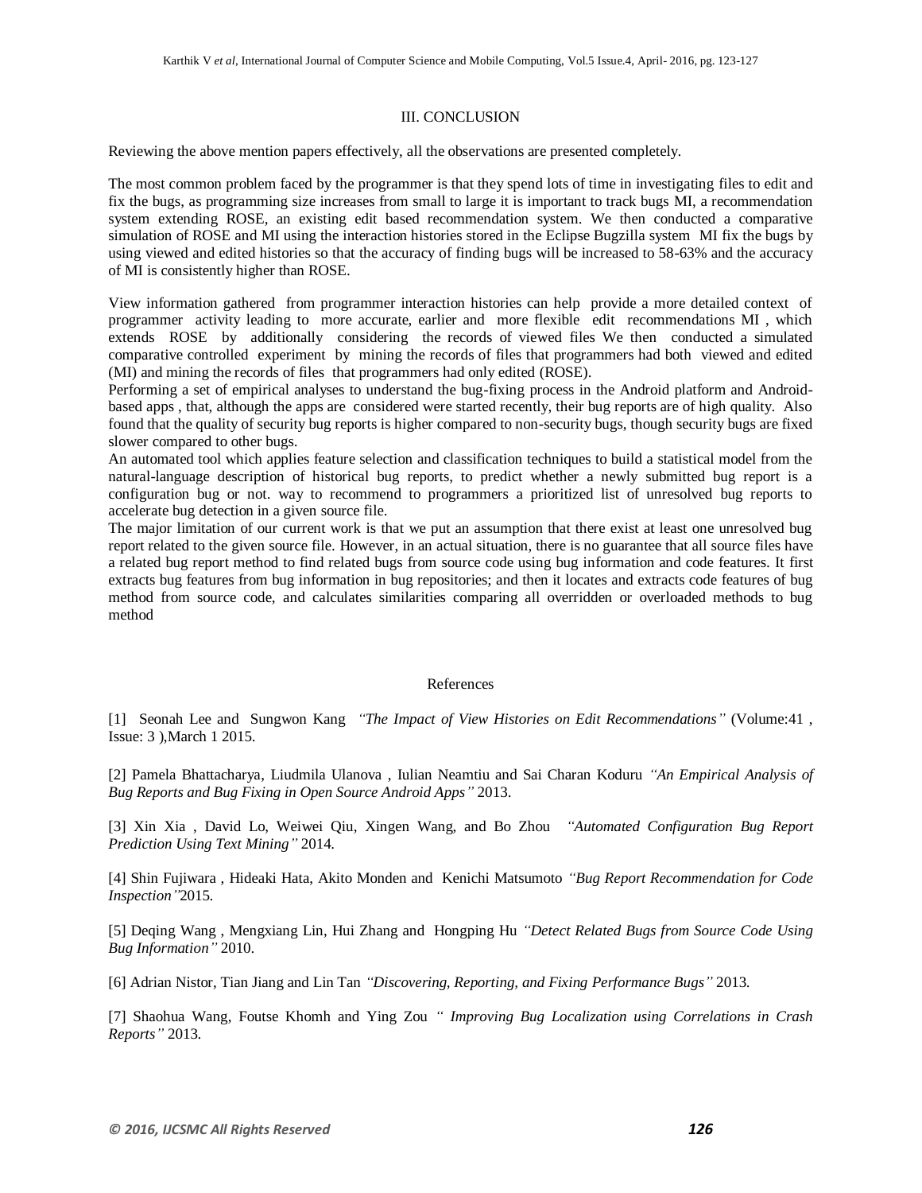## III. CONCLUSION

Reviewing the above mention papers effectively, all the observations are presented completely.

The most common problem faced by the programmer is that they spend lots of time in investigating files to edit and fix the bugs, as programming size increases from small to large it is important to track bugs MI, a recommendation system extending ROSE, an existing edit based recommendation system. We then conducted a comparative simulation of ROSE and MI using the interaction histories stored in the Eclipse Bugzilla system MI fix the bugs by using viewed and edited histories so that the accuracy of finding bugs will be increased to 58-63% and the accuracy of MI is consistently higher than ROSE.

View information gathered from programmer interaction histories can help provide a more detailed context of programmer activity leading to more accurate, earlier and more flexible edit recommendations MI , which extends ROSE by additionally considering the records of viewed files We then conducted a simulated comparative controlled experiment by mining the records of files that programmers had both viewed and edited (MI) and mining the records of files that programmers had only edited (ROSE).

Performing a set of empirical analyses to understand the bug-fixing process in the Android platform and Android-based apps , that, although the apps are considered were started recently, their bug reports are of high quality. Also found that the quality of security bug reports is higher compared to non-security bugs, though security bugs are fixed slower compared to other bugs.

An automated tool which applies feature selection and classification techniques to build a statistical model from the natural-language description of historical bug reports, to predict whether a newly submitted bug report is a configuration bug or not. way to recommend to programmers a prioritized list of unresolved bug reports to accelerate bug detection in a given source file.

The major limitation of our current work is that we put an assumption that there exist at least one unresolved bug report related to the given source file. However, in an actual situation, there is no guarantee that all source files have a related bug report method to find related bugs from source code using bug information and code features. It first extracts bug features from bug information in bug repositories; and then it locates and extracts code features of bug method from source code, and calculates similarities comparing all overridden or overloaded methods to bug method

## References

[1] Seonah Lee and Sungwon Kang *"The Impact of View Histories on Edit Recommendations"* (Volume:41 , Issue: 3 ),March 1 2015.

[2] Pamela Bhattacharya, Liudmila Ulanova , Iulian Neamtiu and Sai Charan Koduru *"An Empirical Analysis of Bug Reports and Bug Fixing in Open Source Android Apps"* 2013.

[3] Xin Xia , David Lo, Weiwei Qiu, Xingen Wang, and Bo Zhou *"Automated Configuration Bug Report Prediction Using Text Mining"* 2014.

[4] Shin Fujiwara , Hideaki Hata, Akito Monden and Kenichi Matsumoto *"Bug Report Recommendation for Code Inspection"*2015.

[5] Deqing Wang , Mengxiang Lin, Hui Zhang and Hongping Hu *"Detect Related Bugs from Source Code Using Bug Information"* 2010.

[6] Adrian Nistor, Tian Jiang and Lin Tan *"Discovering, Reporting, and Fixing Performance Bugs"* 2013.

[7] Shaohua Wang, Foutse Khomh and Ying Zou *" Improving Bug Localization using Correlations in Crash Reports"* 2013.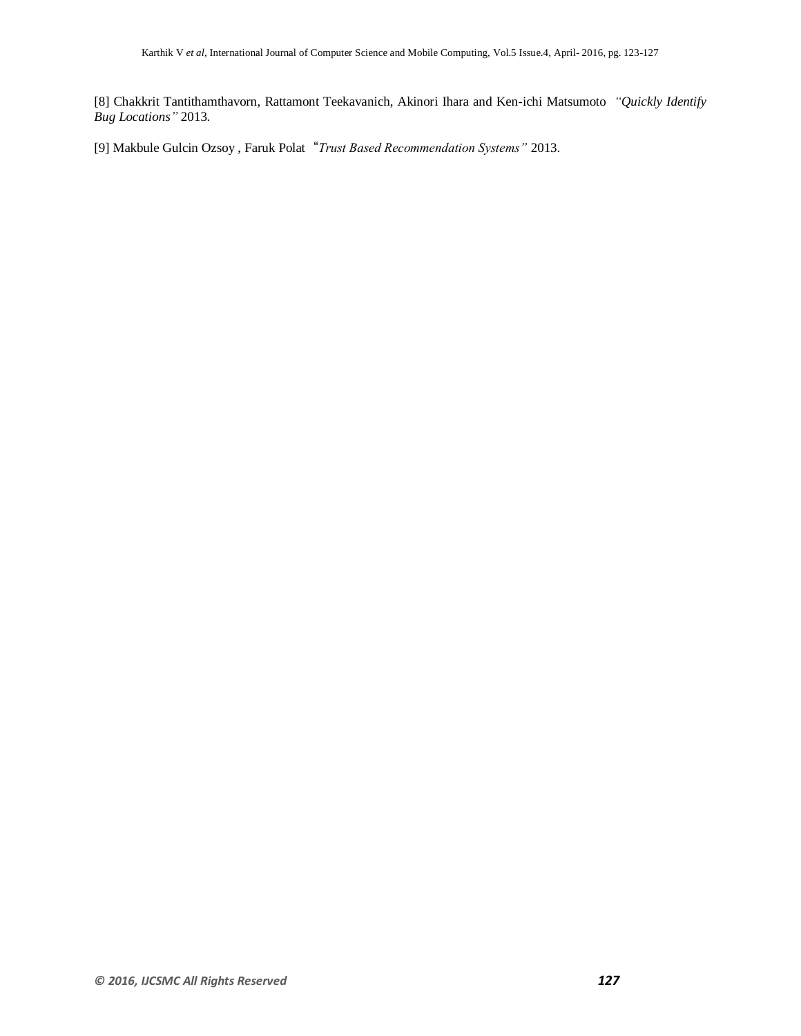[8] Chakkrit Tantithamthavorn, Rattamont Teekavanich, Akinori Ihara and Ken-ichi Matsumoto *"Quickly Identify Bug Locations"* 2013.

[9] Makbule Gulcin Ozsoy , Faruk Polat "*Trust Based Recommendation Systems"* 2013.